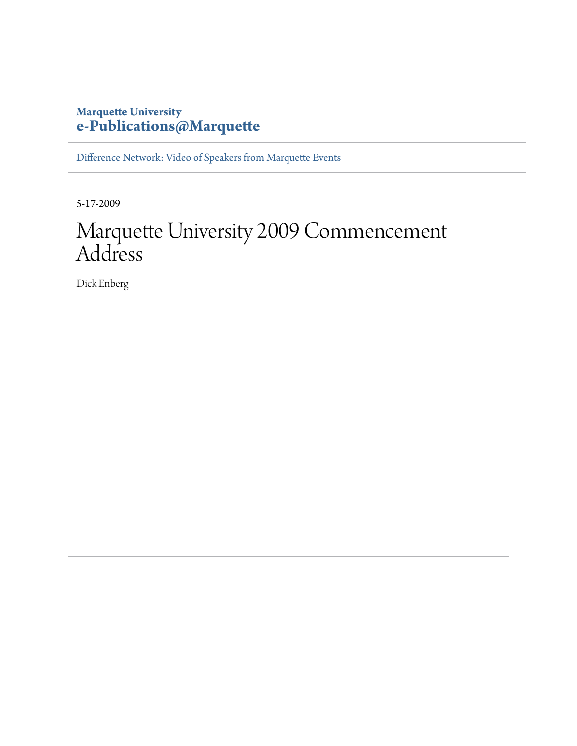Marquette University
**e-Publications@Marquette**

Difference Network: Video of Speakers from Marquette Events

5-17-2009

# Marquette University 2009 Commencement Address

Dick Enberg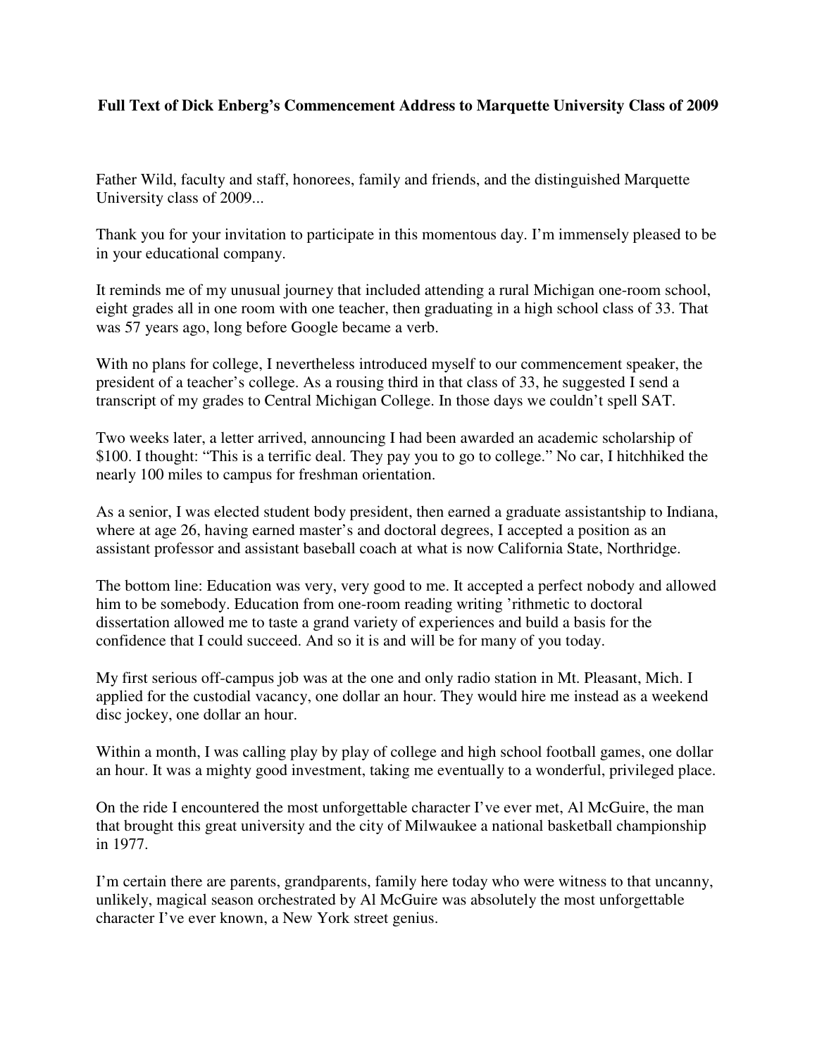**Full Text of Dick Enberg's Commencement Address to Marquette University Class of 2009**

Father Wild, faculty and staff, honorees, family and friends, and the distinguished Marquette University class of 2009...

Thank you for your invitation to participate in this momentous day. I'm immensely pleased to be in your educational company.

It reminds me of my unusual journey that included attending a rural Michigan one-room school, eight grades all in one room with one teacher, then graduating in a high school class of 33. That was 57 years ago, long before Google became a verb.

With no plans for college, I nevertheless introduced myself to our commencement speaker, the president of a teacher's college. As a rousing third in that class of 33, he suggested I send a transcript of my grades to Central Michigan College. In those days we couldn't spell SAT.

Two weeks later, a letter arrived, announcing I had been awarded an academic scholarship of $100. I thought: "This is a terrific deal. They pay you to go to college." No car, I hitchhiked the nearly 100 miles to campus for freshman orientation.

As a senior, I was elected student body president, then earned a graduate assistantship to Indiana, where at age 26, having earned master's and doctoral degrees, I accepted a position as an assistant professor and assistant baseball coach at what is now California State, Northridge.

The bottom line: Education was very, very good to me. It accepted a perfect nobody and allowed him to be somebody. Education from one-room reading writing 'rithmetic to doctoral dissertation allowed me to taste a grand variety of experiences and build a basis for the confidence that I could succeed. And so it is and will be for many of you today.

My first serious off-campus job was at the one and only radio station in Mt. Pleasant, Mich. I applied for the custodial vacancy, one dollar an hour. They would hire me instead as a weekend disc jockey, one dollar an hour.

Within a month, I was calling play by play of college and high school football games, one dollar an hour. It was a mighty good investment, taking me eventually to a wonderful, privileged place.

On the ride I encountered the most unforgettable character I've ever met, Al McGuire, the man that brought this great university and the city of Milwaukee a national basketball championship in 1977.

I'm certain there are parents, grandparents, family here today who were witness to that uncanny, unlikely, magical season orchestrated by Al McGuire was absolutely the most unforgettable character I've ever known, a New York street genius.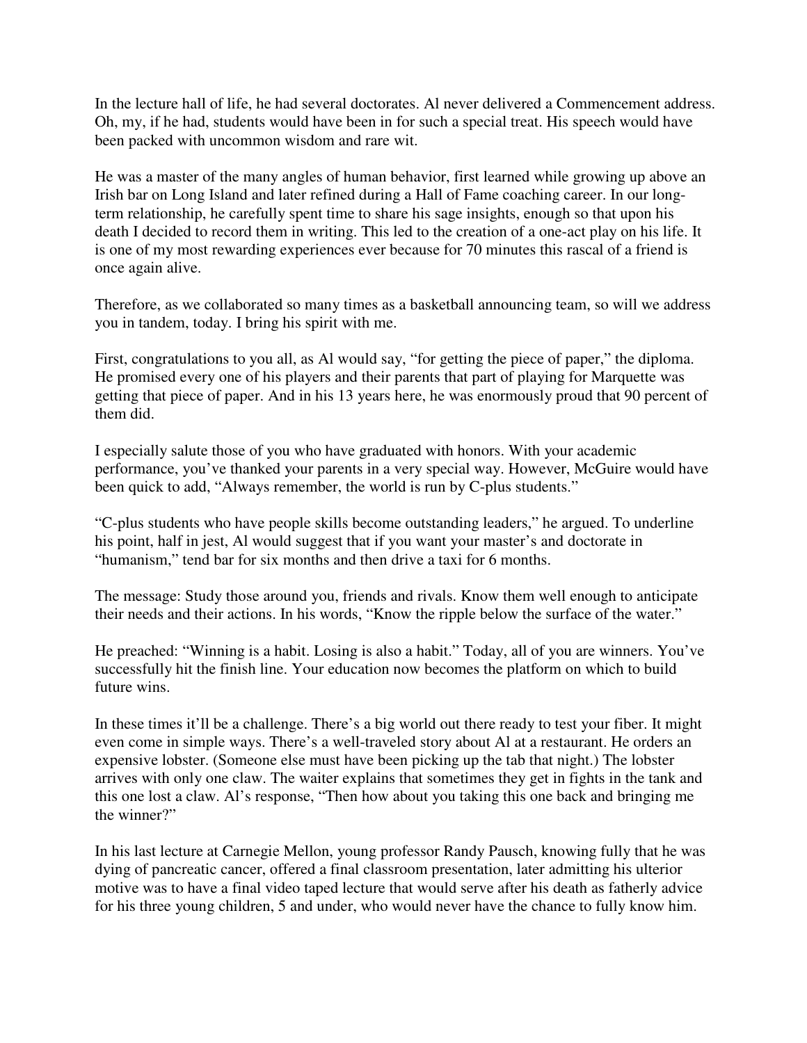In the lecture hall of life, he had several doctorates. Al never delivered a Commencement address. Oh, my, if he had, students would have been in for such a special treat. His speech would have been packed with uncommon wisdom and rare wit.

He was a master of the many angles of human behavior, first learned while growing up above an Irish bar on Long Island and later refined during a Hall of Fame coaching career. In our long-term relationship, he carefully spent time to share his sage insights, enough so that upon his death I decided to record them in writing. This led to the creation of a one-act play on his life. It is one of my most rewarding experiences ever because for 70 minutes this rascal of a friend is once again alive.

Therefore, as we collaborated so many times as a basketball announcing team, so will we address you in tandem, today. I bring his spirit with me.

First, congratulations to you all, as Al would say, "for getting the piece of paper," the diploma. He promised every one of his players and their parents that part of playing for Marquette was getting that piece of paper. And in his 13 years here, he was enormously proud that 90 percent of them did.

I especially salute those of you who have graduated with honors. With your academic performance, you've thanked your parents in a very special way. However, McGuire would have been quick to add, "Always remember, the world is run by C-plus students."

"C-plus students who have people skills become outstanding leaders," he argued. To underline his point, half in jest, Al would suggest that if you want your master's and doctorate in "humanism," tend bar for six months and then drive a taxi for 6 months.

The message: Study those around you, friends and rivals. Know them well enough to anticipate their needs and their actions. In his words, "Know the ripple below the surface of the water."

He preached: "Winning is a habit. Losing is also a habit." Today, all of you are winners. You've successfully hit the finish line. Your education now becomes the platform on which to build future wins.

In these times it'll be a challenge. There's a big world out there ready to test your fiber. It might even come in simple ways. There's a well-traveled story about Al at a restaurant. He orders an expensive lobster. (Someone else must have been picking up the tab that night.) The lobster arrives with only one claw. The waiter explains that sometimes they get in fights in the tank and this one lost a claw. Al's response, "Then how about you taking this one back and bringing me the winner?"

In his last lecture at Carnegie Mellon, young professor Randy Pausch, knowing fully that he was dying of pancreatic cancer, offered a final classroom presentation, later admitting his ulterior motive was to have a final video taped lecture that would serve after his death as fatherly advice for his three young children, 5 and under, who would never have the chance to fully know him.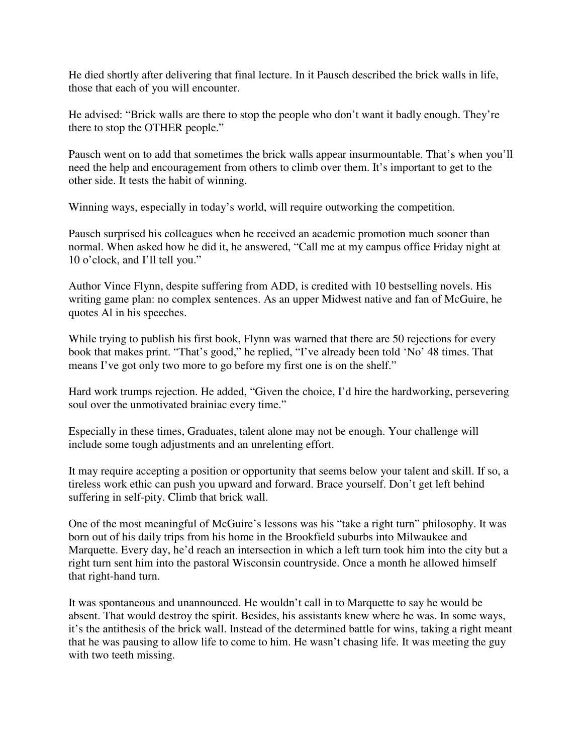He died shortly after delivering that final lecture. In it Pausch described the brick walls in life, those that each of you will encounter.

He advised: “Brick walls are there to stop the people who don’t want it badly enough. They’re there to stop the OTHER people.”

Pausch went on to add that sometimes the brick walls appear insurmountable. That’s when you’ll need the help and encouragement from others to climb over them. It’s important to get to the other side. It tests the habit of winning.

Winning ways, especially in today’s world, will require outworking the competition.

Pausch surprised his colleagues when he received an academic promotion much sooner than normal. When asked how he did it, he answered, “Call me at my campus office Friday night at 10 o’clock, and I’ll tell you.”

Author Vince Flynn, despite suffering from ADD, is credited with 10 bestselling novels. His writing game plan: no complex sentences. As an upper Midwest native and fan of McGuire, he quotes Al in his speeches.

While trying to publish his first book, Flynn was warned that there are 50 rejections for every book that makes print. “That’s good,” he replied, “I’ve already been told ‘No’ 48 times. That means I’ve got only two more to go before my first one is on the shelf.”

Hard work trumps rejection. He added, “Given the choice, I’d hire the hardworking, persevering soul over the unmotivated brainiac every time.”

Especially in these times, Graduates, talent alone may not be enough. Your challenge will include some tough adjustments and an unrelenting effort.

It may require accepting a position or opportunity that seems below your talent and skill. If so, a tireless work ethic can push you upward and forward. Brace yourself. Don’t get left behind suffering in self-pity. Climb that brick wall.

One of the most meaningful of McGuire’s lessons was his “take a right turn” philosophy. It was born out of his daily trips from his home in the Brookfield suburbs into Milwaukee and Marquette. Every day, he’d reach an intersection in which a left turn took him into the city but a right turn sent him into the pastoral Wisconsin countryside. Once a month he allowed himself that right-hand turn.

It was spontaneous and unannounced. He wouldn’t call in to Marquette to say he would be absent. That would destroy the spirit. Besides, his assistants knew where he was. In some ways, it’s the antithesis of the brick wall. Instead of the determined battle for wins, taking a right meant that he was pausing to allow life to come to him. He wasn’t chasing life. It was meeting the guy with two teeth missing.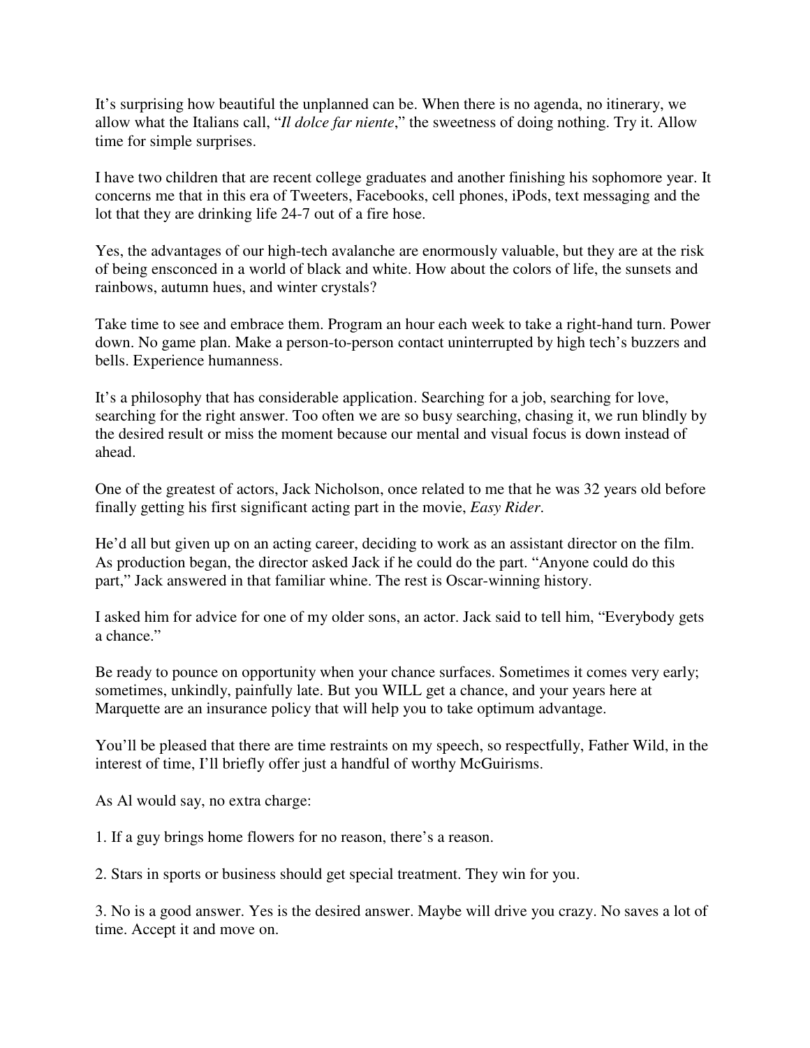It's surprising how beautiful the unplanned can be. When there is no agenda, no itinerary, we allow what the Italians call, "*Il dolce far niente*," the sweetness of doing nothing. Try it. Allow time for simple surprises.

I have two children that are recent college graduates and another finishing his sophomore year. It concerns me that in this era of Tweeters, Facebooks, cell phones, iPods, text messaging and the lot that they are drinking life 24-7 out of a fire hose.

Yes, the advantages of our high-tech avalanche are enormously valuable, but they are at the risk of being ensconced in a world of black and white. How about the colors of life, the sunsets and rainbows, autumn hues, and winter crystals?

Take time to see and embrace them. Program an hour each week to take a right-hand turn. Power down. No game plan. Make a person-to-person contact uninterrupted by high tech's buzzers and bells. Experience humanness.

It's a philosophy that has considerable application. Searching for a job, searching for love, searching for the right answer. Too often we are so busy searching, chasing it, we run blindly by the desired result or miss the moment because our mental and visual focus is down instead of ahead.

One of the greatest of actors, Jack Nicholson, once related to me that he was 32 years old before finally getting his first significant acting part in the movie, *Easy Rider*.

He'd all but given up on an acting career, deciding to work as an assistant director on the film. As production began, the director asked Jack if he could do the part. "Anyone could do this part," Jack answered in that familiar whine. The rest is Oscar-winning history.

I asked him for advice for one of my older sons, an actor. Jack said to tell him, "Everybody gets a chance."

Be ready to pounce on opportunity when your chance surfaces. Sometimes it comes very early; sometimes, unkindly, painfully late. But you WILL get a chance, and your years here at Marquette are an insurance policy that will help you to take optimum advantage.

You'll be pleased that there are time restraints on my speech, so respectfully, Father Wild, in the interest of time, I'll briefly offer just a handful of worthy McGuirisms.

As Al would say, no extra charge:

1. If a guy brings home flowers for no reason, there's a reason.

2. Stars in sports or business should get special treatment. They win for you.

3. No is a good answer. Yes is the desired answer. Maybe will drive you crazy. No saves a lot of time. Accept it and move on.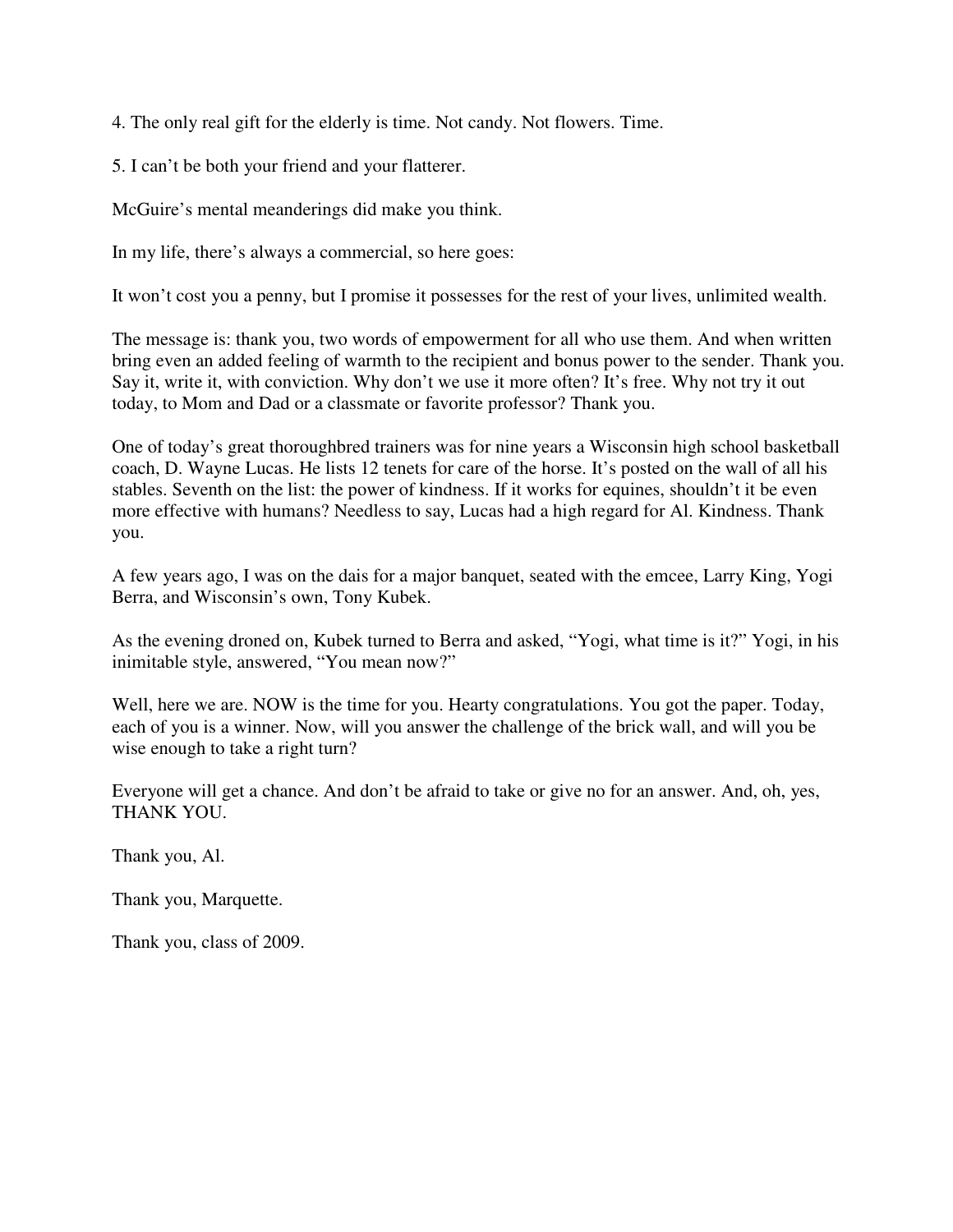4. The only real gift for the elderly is time. Not candy. Not flowers. Time.

5. I can't be both your friend and your flatterer.

McGuire's mental meanderings did make you think.

In my life, there's always a commercial, so here goes:

It won't cost you a penny, but I promise it possesses for the rest of your lives, unlimited wealth.

The message is: thank you, two words of empowerment for all who use them. And when written bring even an added feeling of warmth to the recipient and bonus power to the sender. Thank you. Say it, write it, with conviction. Why don't we use it more often? It's free. Why not try it out today, to Mom and Dad or a classmate or favorite professor? Thank you.

One of today's great thoroughbred trainers was for nine years a Wisconsin high school basketball coach, D. Wayne Lucas. He lists 12 tenets for care of the horse. It's posted on the wall of all his stables. Seventh on the list: the power of kindness. If it works for equines, shouldn't it be even more effective with humans? Needless to say, Lucas had a high regard for Al. Kindness. Thank you.

A few years ago, I was on the dais for a major banquet, seated with the emcee, Larry King, Yogi Berra, and Wisconsin's own, Tony Kubek.

As the evening droned on, Kubek turned to Berra and asked, "Yogi, what time is it?" Yogi, in his inimitable style, answered, "You mean now?"

Well, here we are. NOW is the time for you. Hearty congratulations. You got the paper. Today, each of you is a winner. Now, will you answer the challenge of the brick wall, and will you be wise enough to take a right turn?

Everyone will get a chance. And don't be afraid to take or give no for an answer. And, oh, yes, THANK YOU.

Thank you, Al.

Thank you, Marquette.

Thank you, class of 2009.